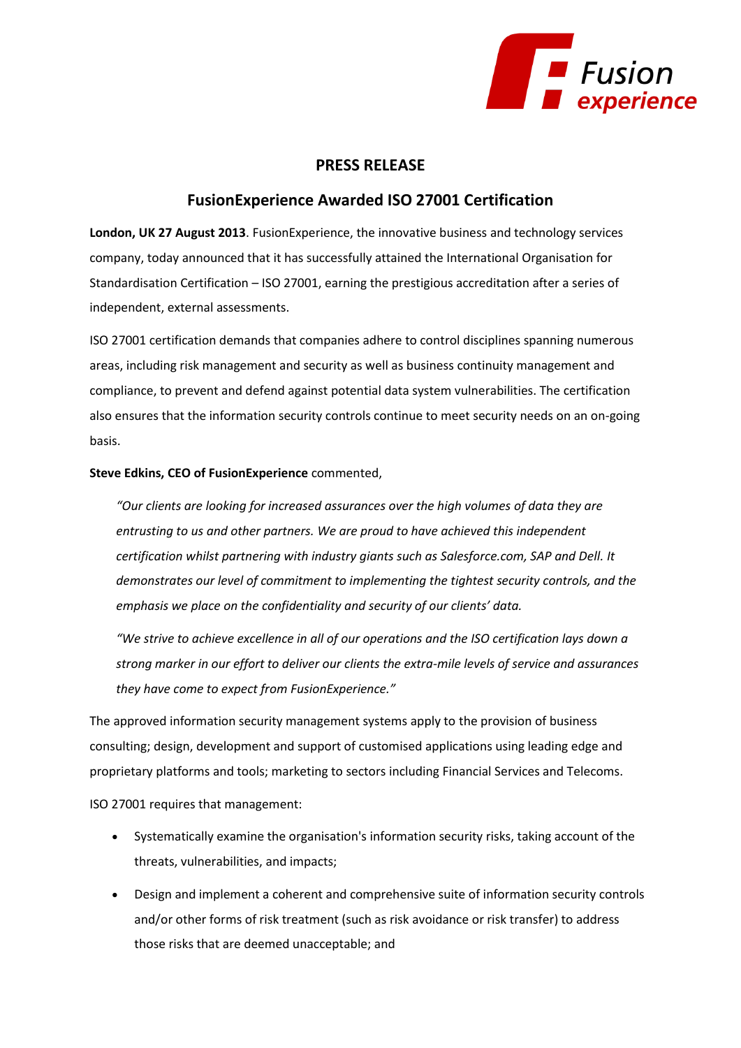# PRESS RELEASE

## FusionExperience Awarded ISO 27001 Certification

**London, UK 27 August 2013**. FusionExperience, the innovative business and technology services company, today announced that it has successfully attained the International Organisation for Standardisation Certification – ISO 27001, earning the prestigious accreditation after a series of independent, external assessments.

ISO 27001 certification demands that companies adhere to control disciplines spanning numerous areas, including risk management and security as well as business continuity management and compliance, to prevent and defend against potential data system vulnerabilities. The certification also ensures that the information security controls continue to meet security needs on an on-going basis.

**Steve Edkins, CEO of FusionExperience** commented,

> *"Our clients are looking for increased assurances over the high volumes of data they are entrusting to us and other partners. We are proud to have achieved this independent certification whilst partnering with industry giants such as Salesforce.com, SAP and Dell. It demonstrates our level of commitment to implementing the tightest security controls, and the emphasis we place on the confidentiality and security of our clients' data.*
>
> *"We strive to achieve excellence in all of our operations and the ISO certification lays down a strong marker in our effort to deliver our clients the extra-mile levels of service and assurances they have come to expect from FusionExperience."*

The approved information security management systems apply to the provision of business consulting; design, development and support of customised applications using leading edge and proprietary platforms and tools; marketing to sectors including Financial Services and Telecoms.

ISO 27001 requires that management:

- Systematically examine the organisation's information security risks, taking account of the threats, vulnerabilities, and impacts;
- Design and implement a coherent and comprehensive suite of information security controls and/or other forms of risk treatment (such as risk avoidance or risk transfer) to address those risks that are deemed unacceptable; and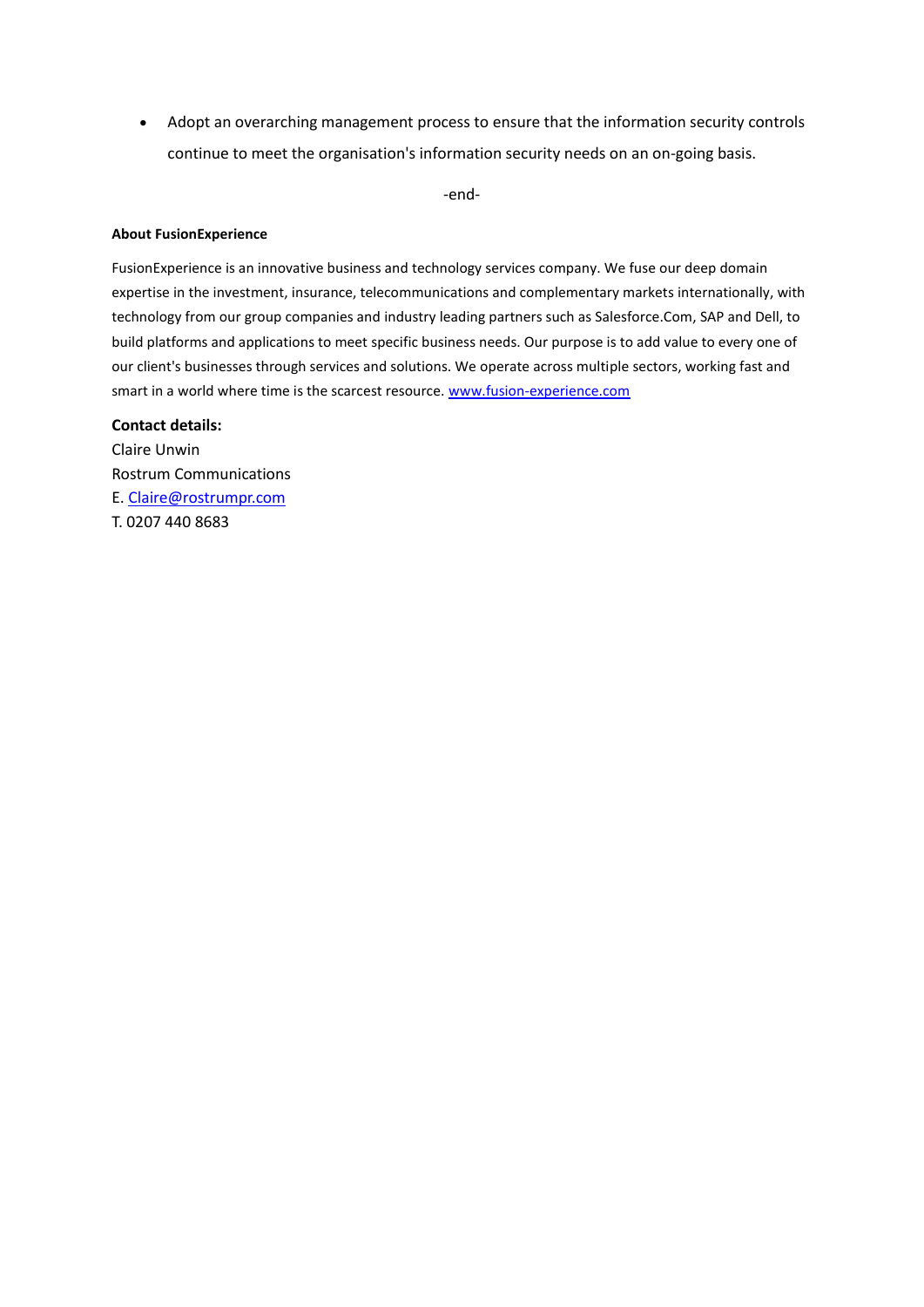- Adopt an overarching management process to ensure that the information security controls continue to meet the organisation's information security needs on an on-going basis.

-end-

**About FusionExperience**

FusionExperience is an innovative business and technology services company. We fuse our deep domain expertise in the investment, insurance, telecommunications and complementary markets internationally, with technology from our group companies and industry leading partners such as Salesforce.Com, SAP and Dell, to build platforms and applications to meet specific business needs. Our purpose is to add value to every one of our client's businesses through services and solutions. We operate across multiple sectors, working fast and smart in a world where time is the scarcest resource. www.fusion-experience.com

**Contact details:**

Claire Unwin
Rostrum Communications
E. Claire@rostrumpr.com
T. 0207 440 8683